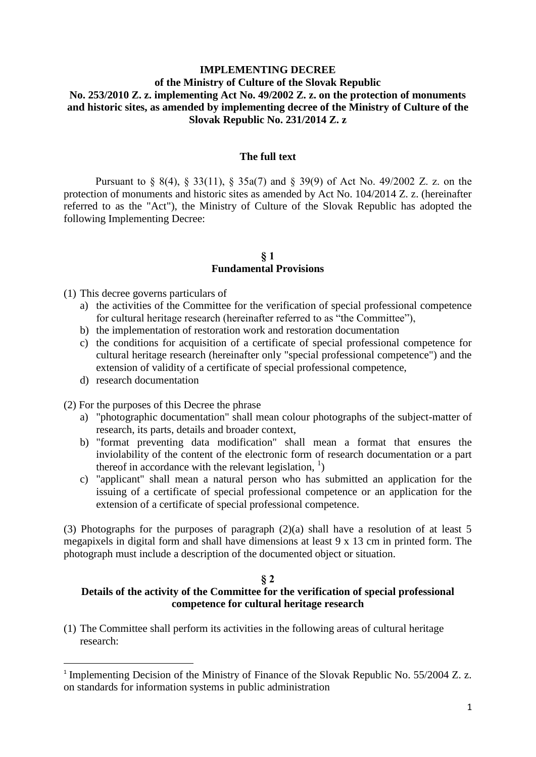**IMPLEMENTING DECREE**
**of the Ministry of Culture of the Slovak Republic**
**No. 253/2010 Z. z. implementing Act No. 49/2002 Z. z. on the protection of monuments and historic sites, as amended by implementing decree of the Ministry of Culture of the Slovak Republic No. 231/2014 Z. z**

**The full text**

Pursuant to § 8(4), § 33(11), § 35a(7) and § 39(9) of Act No. 49/2002 Z. z. on the protection of monuments and historic sites as amended by Act No. 104/2014 Z. z. (hereinafter referred to as the "Act"), the Ministry of Culture of the Slovak Republic has adopted the following Implementing Decree:

## § 1
## Fundamental Provisions

(1) This decree governs particulars of

a) the activities of the Committee for the verification of special professional competence for cultural heritage research (hereinafter referred to as "the Committee"),
b) the implementation of restoration work and restoration documentation
c) the conditions for acquisition of a certificate of special professional competence for cultural heritage research (hereinafter only "special professional competence") and the extension of validity of a certificate of special professional competence,
d) research documentation

(2) For the purposes of this Decree the phrase

a) "photographic documentation" shall mean colour photographs of the subject-matter of research, its parts, details and broader context,
b) "format preventing data modification" shall mean a format that ensures the inviolability of the content of the electronic form of research documentation or a part thereof in accordance with the relevant legislation, [1])
c) "applicant" shall mean a natural person who has submitted an application for the issuing of a certificate of special professional competence or an application for the extension of a certificate of special professional competence.

(3) Photographs for the purposes of paragraph (2)(a) shall have a resolution of at least 5 megapixels in digital form and shall have dimensions at least 9 x 13 cm in printed form. The photograph must include a description of the documented object or situation.

## § 2
## Details of the activity of the Committee for the verification of special professional competence for cultural heritage research

(1) The Committee shall perform its activities in the following areas of cultural heritage research:

---

[1] Implementing Decision of the Ministry of Finance of the Slovak Republic No. 55/2004 Z. z. on standards for information systems in public administration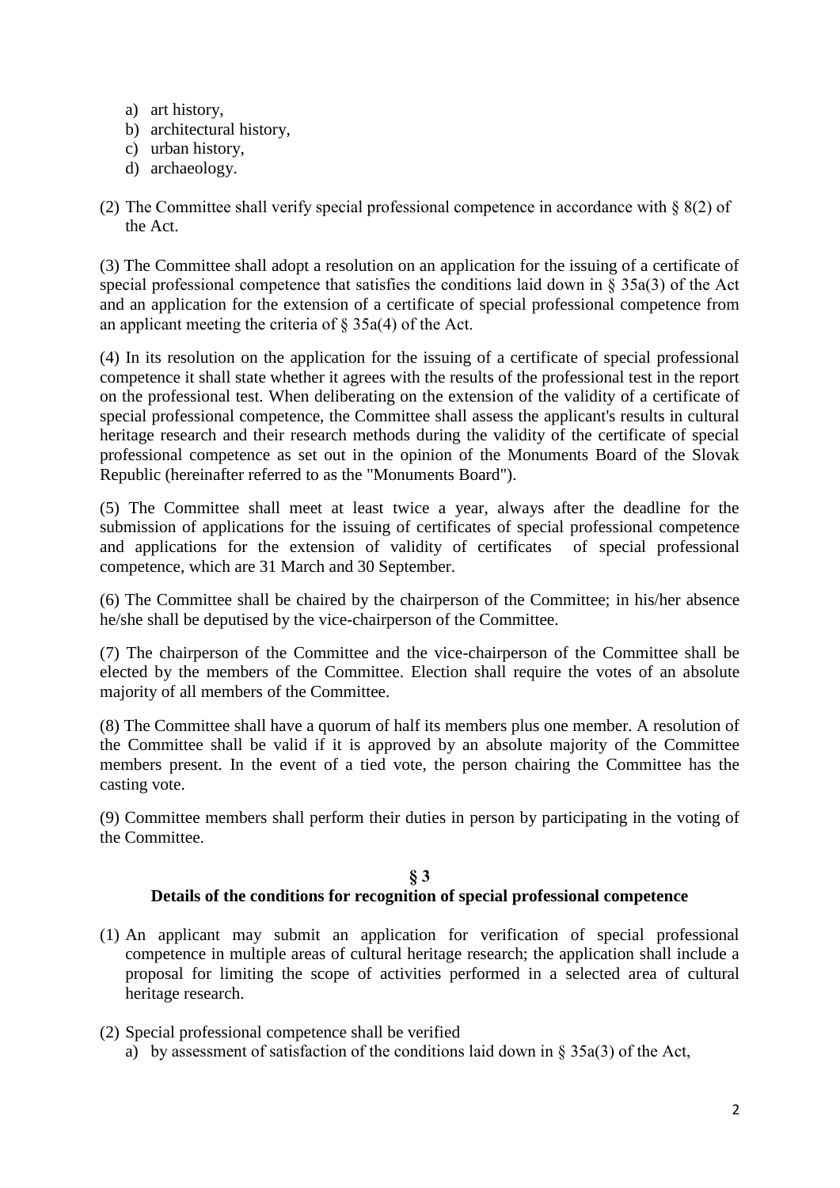a) art history,
b) architectural history,
c) urban history,
d) archaeology.

(2) The Committee shall verify special professional competence in accordance with § 8(2) of the Act.

(3) The Committee shall adopt a resolution on an application for the issuing of a certificate of special professional competence that satisfies the conditions laid down in § 35a(3) of the Act and an application for the extension of a certificate of special professional competence from an applicant meeting the criteria of § 35a(4) of the Act.

(4) In its resolution on the application for the issuing of a certificate of special professional competence it shall state whether it agrees with the results of the professional test in the report on the professional test. When deliberating on the extension of the validity of a certificate of special professional competence, the Committee shall assess the applicant's results in cultural heritage research and their research methods during the validity of the certificate of special professional competence as set out in the opinion of the Monuments Board of the Slovak Republic (hereinafter referred to as the "Monuments Board").

(5) The Committee shall meet at least twice a year, always after the deadline for the submission of applications for the issuing of certificates of special professional competence and applications for the extension of validity of certificates of special professional competence, which are 31 March and 30 September.

(6) The Committee shall be chaired by the chairperson of the Committee; in his/her absence he/she shall be deputised by the vice-chairperson of the Committee.

(7) The chairperson of the Committee and the vice-chairperson of the Committee shall be elected by the members of the Committee. Election shall require the votes of an absolute majority of all members of the Committee.

(8) The Committee shall have a quorum of half its members plus one member. A resolution of the Committee shall be valid if it is approved by an absolute majority of the Committee members present. In the event of a tied vote, the person chairing the Committee has the casting vote.

(9) Committee members shall perform their duties in person by participating in the voting of the Committee.

## § 3
## Details of the conditions for recognition of special professional competence

(1) An applicant may submit an application for verification of special professional competence in multiple areas of cultural heritage research; the application shall include a proposal for limiting the scope of activities performed in a selected area of cultural heritage research.

(2) Special professional competence shall be verified
a) by assessment of satisfaction of the conditions laid down in § 35a(3) of the Act,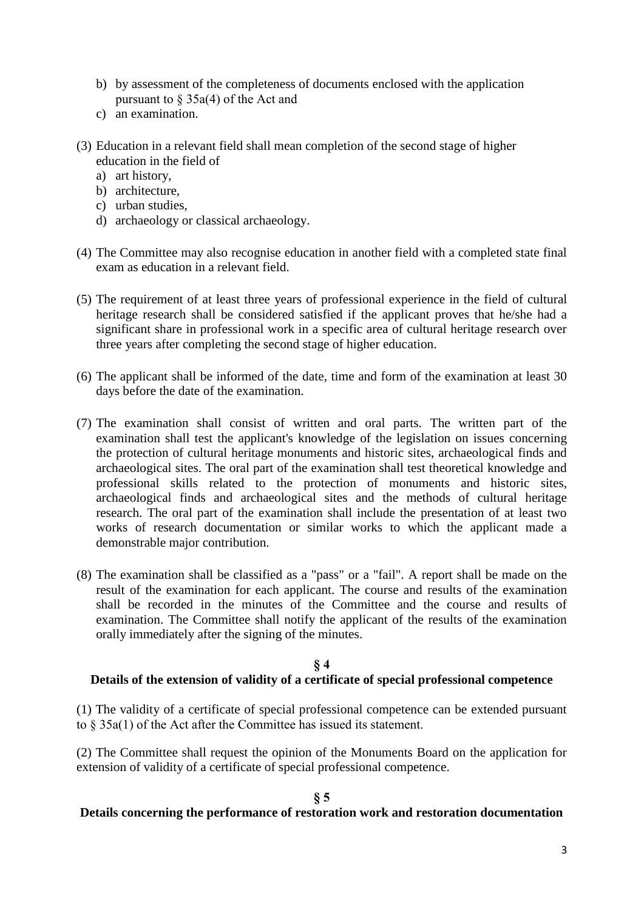b) by assessment of the completeness of documents enclosed with the application pursuant to § 35a(4) of the Act and
c) an examination.

(3) Education in a relevant field shall mean completion of the second stage of higher education in the field of
   a) art history,
   b) architecture,
   c) urban studies,
   d) archaeology or classical archaeology.

(4) The Committee may also recognise education in another field with a completed state final exam as education in a relevant field.

(5) The requirement of at least three years of professional experience in the field of cultural heritage research shall be considered satisfied if the applicant proves that he/she had a significant share in professional work in a specific area of cultural heritage research over three years after completing the second stage of higher education.

(6) The applicant shall be informed of the date, time and form of the examination at least 30 days before the date of the examination.

(7) The examination shall consist of written and oral parts. The written part of the examination shall test the applicant's knowledge of the legislation on issues concerning the protection of cultural heritage monuments and historic sites, archaeological finds and archaeological sites. The oral part of the examination shall test theoretical knowledge and professional skills related to the protection of monuments and historic sites, archaeological finds and archaeological sites and the methods of cultural heritage research. The oral part of the examination shall include the presentation of at least two works of research documentation or similar works to which the applicant made a demonstrable major contribution.

(8) The examination shall be classified as a "pass" or a "fail". A report shall be made on the result of the examination for each applicant. The course and results of the examination shall be recorded in the minutes of the Committee and the course and results of examination. The Committee shall notify the applicant of the results of the examination orally immediately after the signing of the minutes.

## § 4
## Details of the extension of validity of a certificate of special professional competence

(1) The validity of a certificate of special professional competence can be extended pursuant to § 35a(1) of the Act after the Committee has issued its statement.

(2) The Committee shall request the opinion of the Monuments Board on the application for extension of validity of a certificate of special professional competence.

## § 5
## Details concerning the performance of restoration work and restoration documentation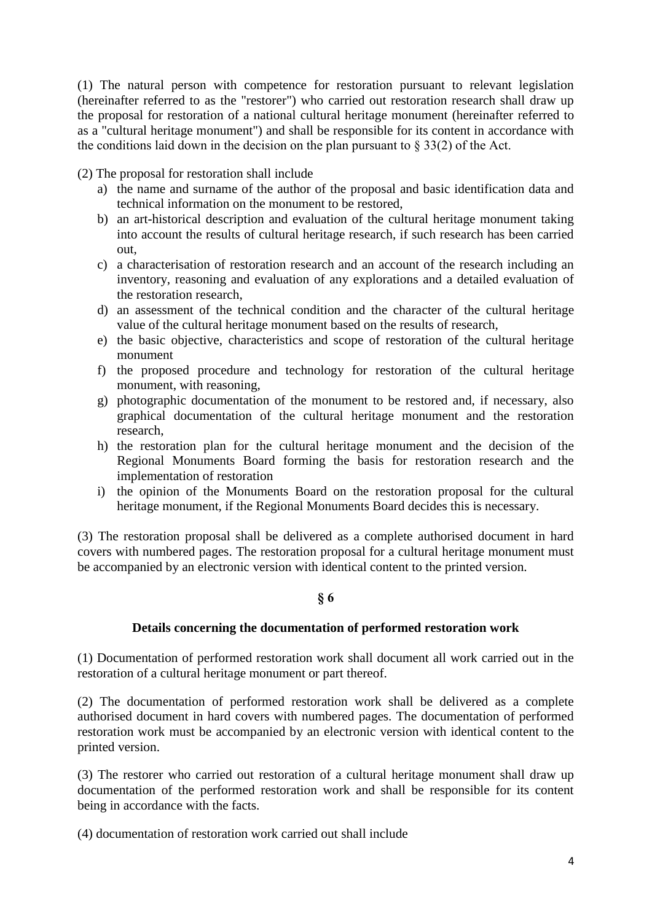(1) The natural person with competence for restoration pursuant to relevant legislation (hereinafter referred to as the "restorer") who carried out restoration research shall draw up the proposal for restoration of a national cultural heritage monument (hereinafter referred to as a "cultural heritage monument") and shall be responsible for its content in accordance with the conditions laid down in the decision on the plan pursuant to § 33(2) of the Act.

(2) The proposal for restoration shall include

a) the name and surname of the author of the proposal and basic identification data and technical information on the monument to be restored,
b) an art-historical description and evaluation of the cultural heritage monument taking into account the results of cultural heritage research, if such research has been carried out,
c) a characterisation of restoration research and an account of the research including an inventory, reasoning and evaluation of any explorations and a detailed evaluation of the restoration research,
d) an assessment of the technical condition and the character of the cultural heritage value of the cultural heritage monument based on the results of research,
e) the basic objective, characteristics and scope of restoration of the cultural heritage monument
f) the proposed procedure and technology for restoration of the cultural heritage monument, with reasoning,
g) photographic documentation of the monument to be restored and, if necessary, also graphical documentation of the cultural heritage monument and the restoration research,
h) the restoration plan for the cultural heritage monument and the decision of the Regional Monuments Board forming the basis for restoration research and the implementation of restoration
i) the opinion of the Monuments Board on the restoration proposal for the cultural heritage monument, if the Regional Monuments Board decides this is necessary.

(3) The restoration proposal shall be delivered as a complete authorised document in hard covers with numbered pages. The restoration proposal for a cultural heritage monument must be accompanied by an electronic version with identical content to the printed version.

## § 6

### Details concerning the documentation of performed restoration work

(1) Documentation of performed restoration work shall document all work carried out in the restoration of a cultural heritage monument or part thereof.

(2) The documentation of performed restoration work shall be delivered as a complete authorised document in hard covers with numbered pages. The documentation of performed restoration work must be accompanied by an electronic version with identical content to the printed version.

(3) The restorer who carried out restoration of a cultural heritage monument shall draw up documentation of the performed restoration work and shall be responsible for its content being in accordance with the facts.

(4) documentation of restoration work carried out shall include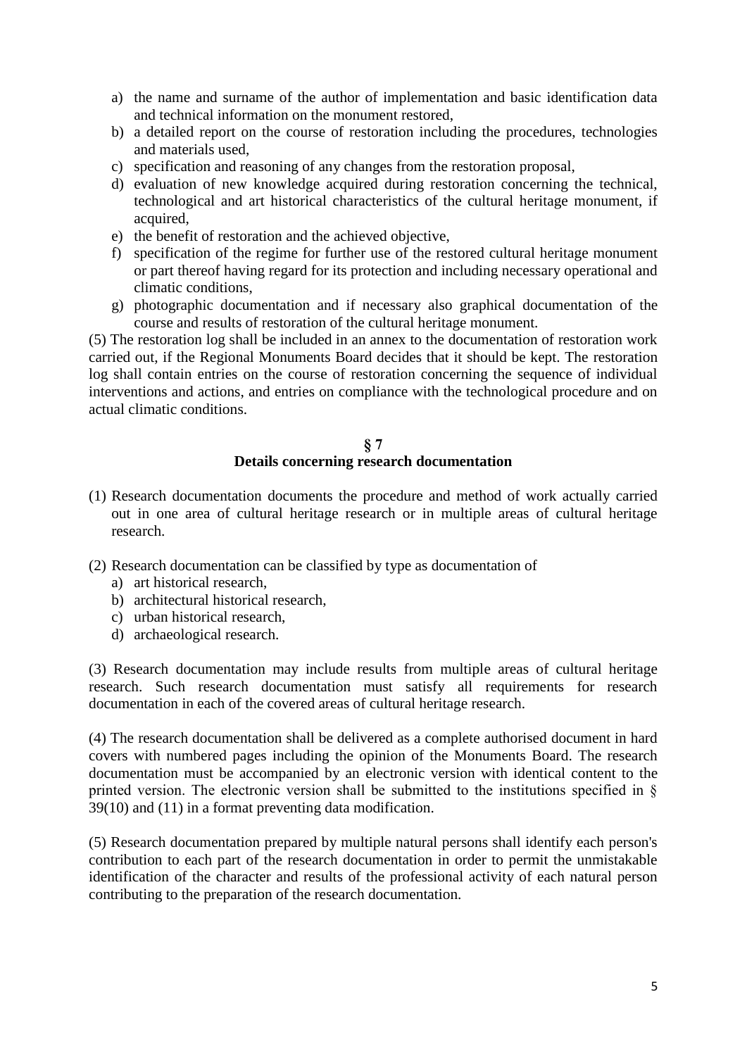a) the name and surname of the author of implementation and basic identification data and technical information on the monument restored,
b) a detailed report on the course of restoration including the procedures, technologies and materials used,
c) specification and reasoning of any changes from the restoration proposal,
d) evaluation of new knowledge acquired during restoration concerning the technical, technological and art historical characteristics of the cultural heritage monument, if acquired,
e) the benefit of restoration and the achieved objective,
f) specification of the regime for further use of the restored cultural heritage monument or part thereof having regard for its protection and including necessary operational and climatic conditions,
g) photographic documentation and if necessary also graphical documentation of the course and results of restoration of the cultural heritage monument.

(5) The restoration log shall be included in an annex to the documentation of restoration work carried out, if the Regional Monuments Board decides that it should be kept. The restoration log shall contain entries on the course of restoration concerning the sequence of individual interventions and actions, and entries on compliance with the technological procedure and on actual climatic conditions.

## § 7
## Details concerning research documentation

(1) Research documentation documents the procedure and method of work actually carried out in one area of cultural heritage research or in multiple areas of cultural heritage research.

(2) Research documentation can be classified by type as documentation of
a) art historical research,
b) architectural historical research,
c) urban historical research,
d) archaeological research.

(3) Research documentation may include results from multiple areas of cultural heritage research. Such research documentation must satisfy all requirements for research documentation in each of the covered areas of cultural heritage research.

(4) The research documentation shall be delivered as a complete authorised document in hard covers with numbered pages including the opinion of the Monuments Board. The research documentation must be accompanied by an electronic version with identical content to the printed version. The electronic version shall be submitted to the institutions specified in § 39(10) and (11) in a format preventing data modification.

(5) Research documentation prepared by multiple natural persons shall identify each person's contribution to each part of the research documentation in order to permit the unmistakable identification of the character and results of the professional activity of each natural person contributing to the preparation of the research documentation.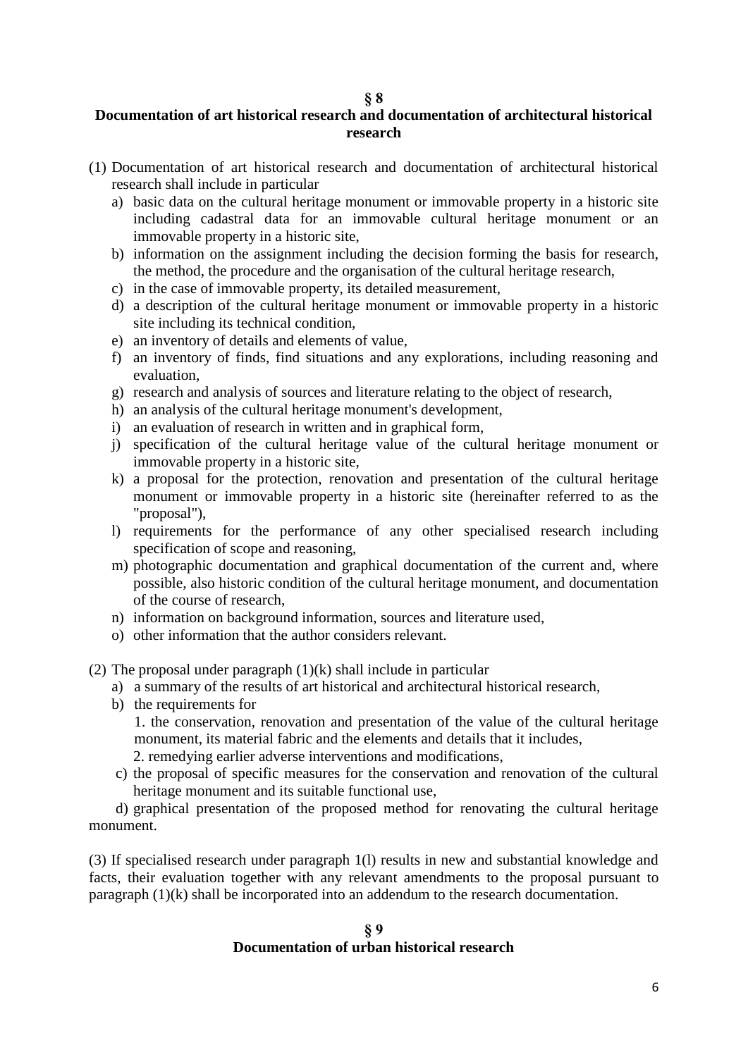## § 8
## Documentation of art historical research and documentation of architectural historical research

(1) Documentation of art historical research and documentation of architectural historical research shall include in particular

a) basic data on the cultural heritage monument or immovable property in a historic site including cadastral data for an immovable cultural heritage monument or an immovable property in a historic site,
b) information on the assignment including the decision forming the basis for research, the method, the procedure and the organisation of the cultural heritage research,
c) in the case of immovable property, its detailed measurement,
d) a description of the cultural heritage monument or immovable property in a historic site including its technical condition,
e) an inventory of details and elements of value,
f) an inventory of finds, find situations and any explorations, including reasoning and evaluation,
g) research and analysis of sources and literature relating to the object of research,
h) an analysis of the cultural heritage monument's development,
i) an evaluation of research in written and in graphical form,
j) specification of the cultural heritage value of the cultural heritage monument or immovable property in a historic site,
k) a proposal for the protection, renovation and presentation of the cultural heritage monument or immovable property in a historic site (hereinafter referred to as the "proposal"),
l) requirements for the performance of any other specialised research including specification of scope and reasoning,
m) photographic documentation and graphical documentation of the current and, where possible, also historic condition of the cultural heritage monument, and documentation of the course of research,
n) information on background information, sources and literature used,
o) other information that the author considers relevant.

(2) The proposal under paragraph (1)(k) shall include in particular

a) a summary of the results of art historical and architectural historical research,
b) the requirements for
   1. the conservation, renovation and presentation of the value of the cultural heritage monument, its material fabric and the elements and details that it includes,
   2. remedying earlier adverse interventions and modifications,
c) the proposal of specific measures for the conservation and renovation of the cultural heritage monument and its suitable functional use,
d) graphical presentation of the proposed method for renovating the cultural heritage monument.

(3) If specialised research under paragraph 1(l) results in new and substantial knowledge and facts, their evaluation together with any relevant amendments to the proposal pursuant to paragraph (1)(k) shall be incorporated into an addendum to the research documentation.

## § 9
## Documentation of urban historical research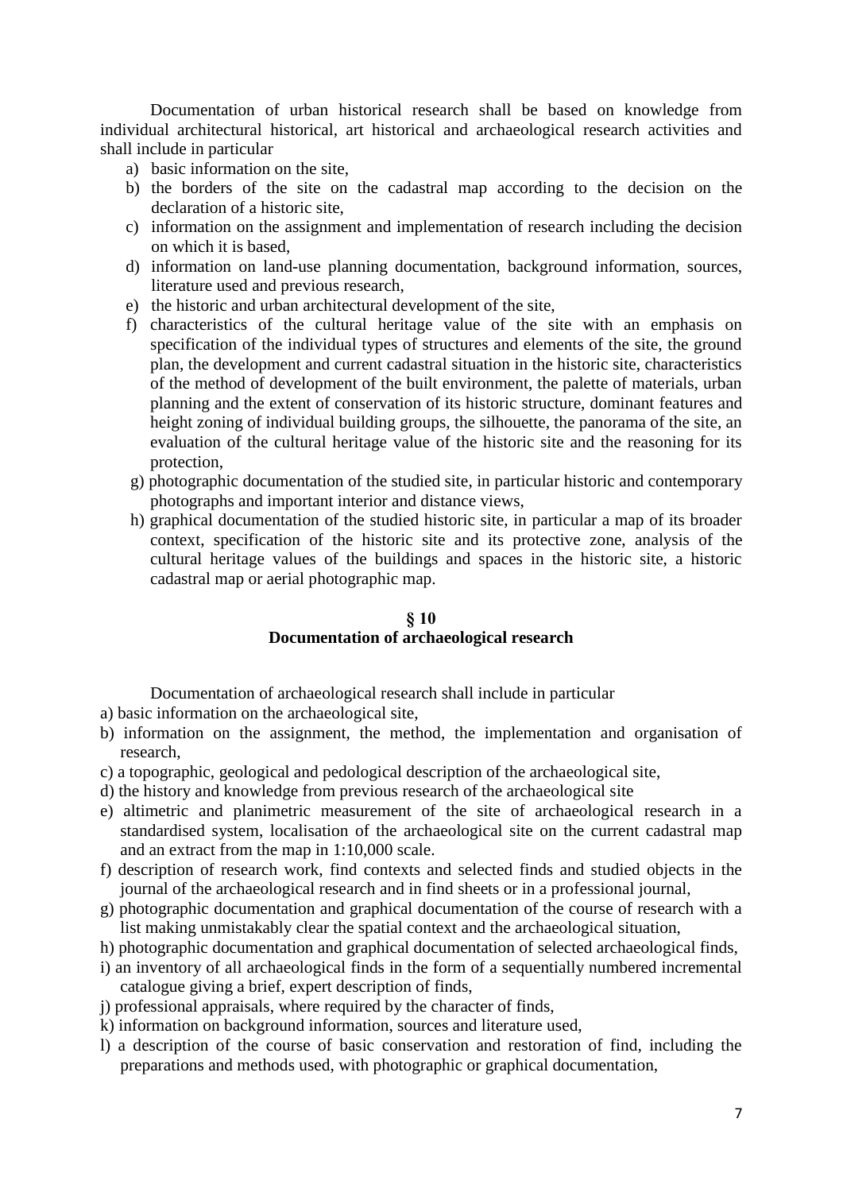Documentation of urban historical research shall be based on knowledge from individual architectural historical, art historical and archaeological research activities and shall include in particular

a) basic information on the site,
b) the borders of the site on the cadastral map according to the decision on the declaration of a historic site,
c) information on the assignment and implementation of research including the decision on which it is based,
d) information on land-use planning documentation, background information, sources, literature used and previous research,
e) the historic and urban architectural development of the site,
f) characteristics of the cultural heritage value of the site with an emphasis on specification of the individual types of structures and elements of the site, the ground plan, the development and current cadastral situation in the historic site, characteristics of the method of development of the built environment, the palette of materials, urban planning and the extent of conservation of its historic structure, dominant features and height zoning of individual building groups, the silhouette, the panorama of the site, an evaluation of the cultural heritage value of the historic site and the reasoning for its protection,
g) photographic documentation of the studied site, in particular historic and contemporary photographs and important interior and distance views,
h) graphical documentation of the studied historic site, in particular a map of its broader context, specification of the historic site and its protective zone, analysis of the cultural heritage values of the buildings and spaces in the historic site, a historic cadastral map or aerial photographic map.

## § 10
## Documentation of archaeological research

Documentation of archaeological research shall include in particular

a) basic information on the archaeological site,
b) information on the assignment, the method, the implementation and organisation of research,
c) a topographic, geological and pedological description of the archaeological site,
d) the history and knowledge from previous research of the archaeological site
e) altimetric and planimetric measurement of the site of archaeological research in a standardised system, localisation of the archaeological site on the current cadastral map and an extract from the map in 1:10,000 scale.
f) description of research work, find contexts and selected finds and studied objects in the journal of the archaeological research and in find sheets or in a professional journal,
g) photographic documentation and graphical documentation of the course of research with a list making unmistakably clear the spatial context and the archaeological situation,
h) photographic documentation and graphical documentation of selected archaeological finds,
i) an inventory of all archaeological finds in the form of a sequentially numbered incremental catalogue giving a brief, expert description of finds,
j) professional appraisals, where required by the character of finds,
k) information on background information, sources and literature used,
l) a description of the course of basic conservation and restoration of find, including the preparations and methods used, with photographic or graphical documentation,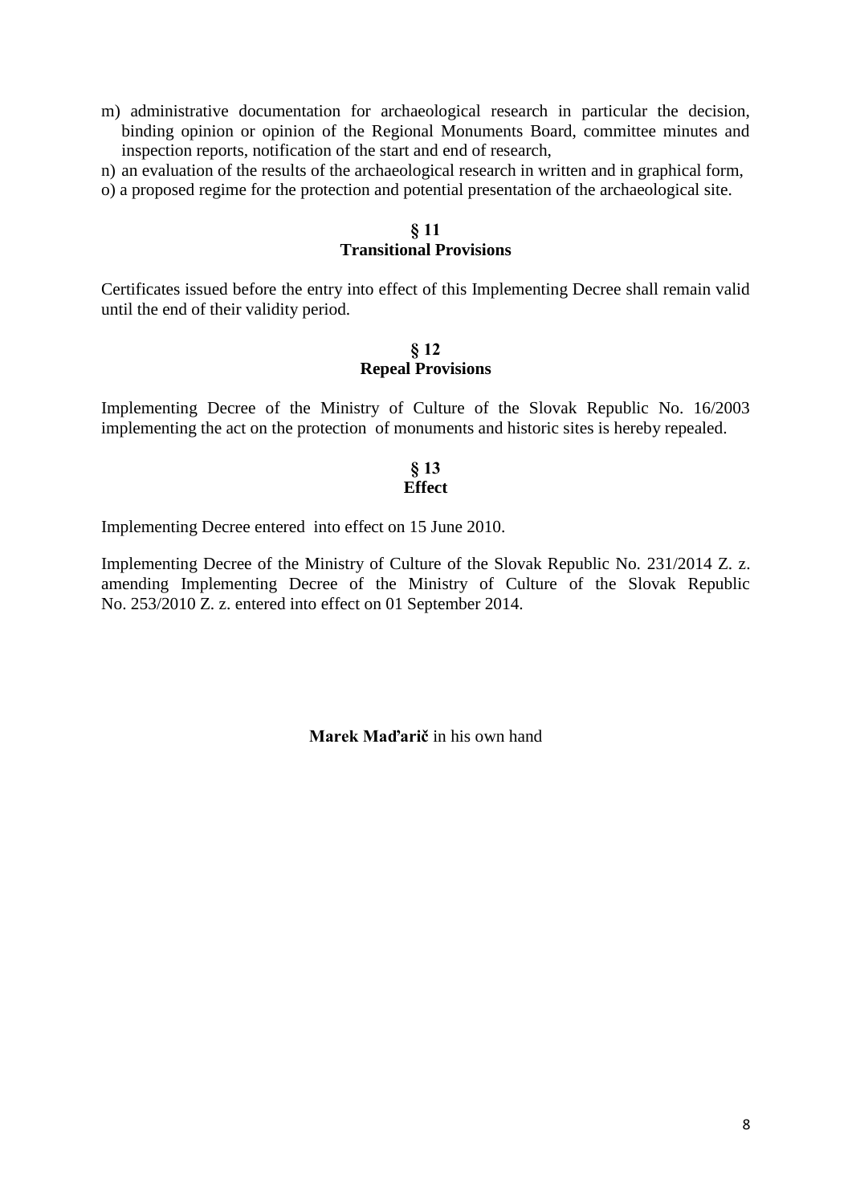m) administrative documentation for archaeological research in particular the decision, binding opinion or opinion of the Regional Monuments Board, committee minutes and inspection reports, notification of the start and end of research,
n) an evaluation of the results of the archaeological research in written and in graphical form,
o) a proposed regime for the protection and potential presentation of the archaeological site.

### § 11
### Transitional Provisions

Certificates issued before the entry into effect of this Implementing Decree shall remain valid until the end of their validity period.

### § 12
### Repeal Provisions

Implementing Decree of the Ministry of Culture of the Slovak Republic No. 16/2003 implementing the act on the protection of monuments and historic sites is hereby repealed.

### § 13
### Effect

Implementing Decree entered into effect on 15 June 2010.

Implementing Decree of the Ministry of Culture of the Slovak Republic No. 231/2014 Z. z. amending Implementing Decree of the Ministry of Culture of the Slovak Republic No. 253/2010 Z. z. entered into effect on 01 September 2014.

**Marek Maďarič** in his own hand